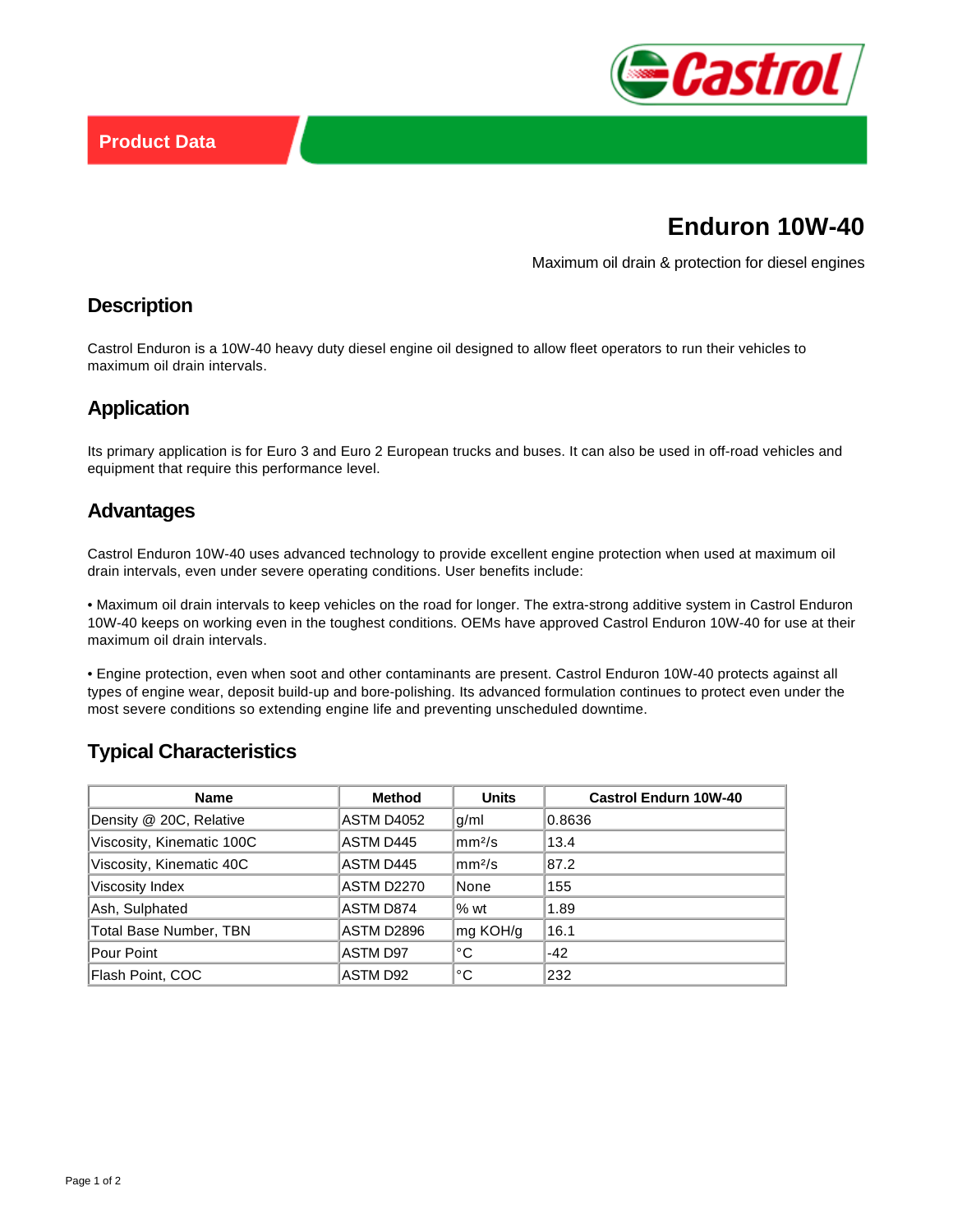Product Data

# Enduron 10W-40

Maximum oil drain & protection for diesel engines

## Description

Castrol Enduron is a 10W-40 heavy duty diesel engine oil designed to allow fleet operators to run their vehicles to maximum oil drain intervals.

## Application

Its primary application is for Euro 3 and Euro 2 European trucks and buses. It can also be used in off-road vehicles and equipment that require this performance level.

## Advantages

Castrol Enduron 10W-40 uses advanced technology to provide excellent engine protection when used at maximum oil drain intervals, even under severe operating conditions. User benefits include:

• Maximum oil drain intervals to keep vehicles on the road for longer. The extra-strong additive system in Castrol Enduron 10W-40 keeps on working even in the toughest conditions. OEMs have approved Castrol Enduron 10W-40 for use at their maximum oil drain intervals.

• Engine protection, even when soot and other contaminants are present. Castrol Enduron 10W-40 protects against all types of engine wear, deposit build-up and bore-polishing. Its advanced formulation continues to protect even under the most severe conditions so extending engine life and preventing unscheduled downtime.

## Typical Characteristics

| Name | Method | Units | Castrol Endurn 10W-40 |
|---|---|---|---|
| Density @ 20C, Relative | ASTM D4052 | g/ml | 0.8636 |
| Viscosity, Kinematic 100C | ASTM D445 | $mm^2/s$ | 13.4 |
| Viscosity, Kinematic 40C | ASTM D445 | $mm^2/s$ | 87.2 |
| Viscosity Index | ASTM D2270 | None | 155 |
| Ash, Sulphated | ASTM D874 | % wt | 1.89 |
| Total Base Number, TBN | ASTM D2896 | mg KOH/g | 16.1 |
| Pour Point | ASTM D97 | °C | -42 |
| Flash Point, COC | ASTM D92 | °C | 232 |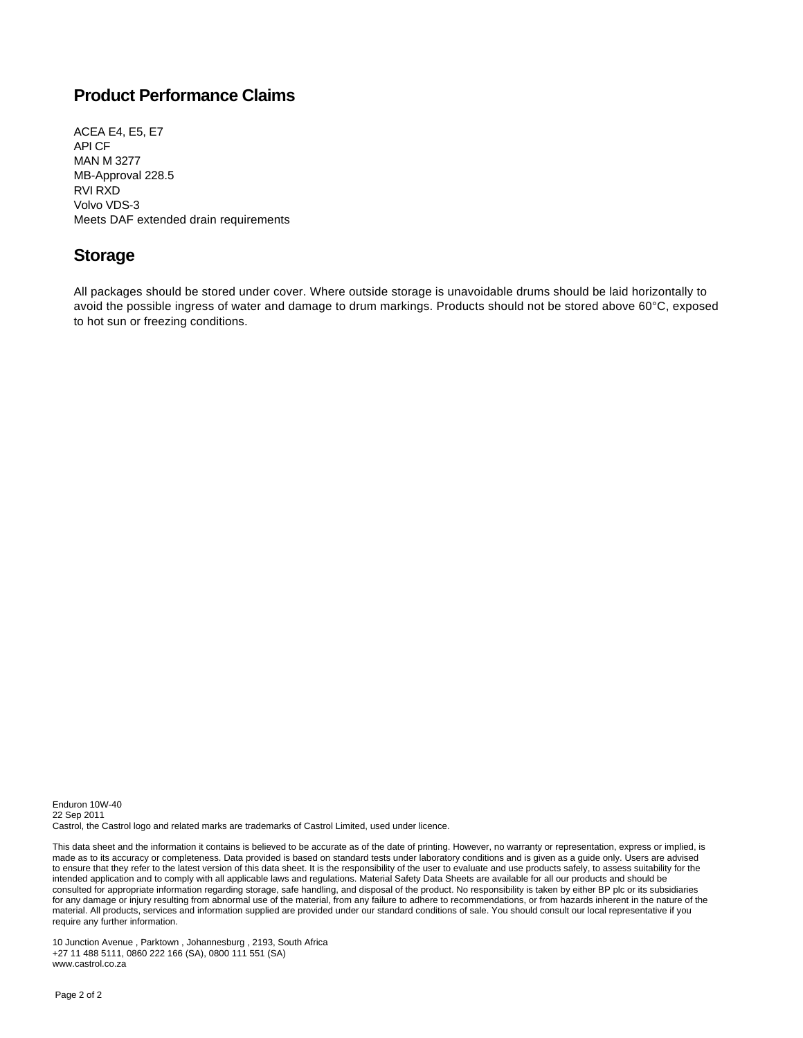## Product Performance Claims

ACEA E4, E5, E7
API CF
MAN M 3277
MB-Approval 228.5
RVI RXD
Volvo VDS-3
Meets DAF extended drain requirements

## Storage

All packages should be stored under cover. Where outside storage is unavoidable drums should be laid horizontally to avoid the possible ingress of water and damage to drum markings. Products should not be stored above 60°C, exposed to hot sun or freezing conditions.

Enduron 10W-40
22 Sep 2011
Castrol, the Castrol logo and related marks are trademarks of Castrol Limited, used under licence.

This data sheet and the information it contains is believed to be accurate as of the date of printing. However, no warranty or representation, express or implied, is made as to its accuracy or completeness. Data provided is based on standard tests under laboratory conditions and is given as a guide only. Users are advised to ensure that they refer to the latest version of this data sheet. It is the responsibility of the user to evaluate and use products safely, to assess suitability for the intended application and to comply with all applicable laws and regulations. Material Safety Data Sheets are available for all our products and should be consulted for appropriate information regarding storage, safe handling, and disposal of the product. No responsibility is taken by either BP plc or its subsidiaries for any damage or injury resulting from abnormal use of the material, from any failure to adhere to recommendations, or from hazards inherent in the nature of the material. All products, services and information supplied are provided under our standard conditions of sale. You should consult our local representative if you require any further information.

10 Junction Avenue , Parktown , Johannesburg , 2193, South Africa
+27 11 488 5111, 0860 222 166 (SA), 0800 111 551 (SA)
www.castrol.co.za